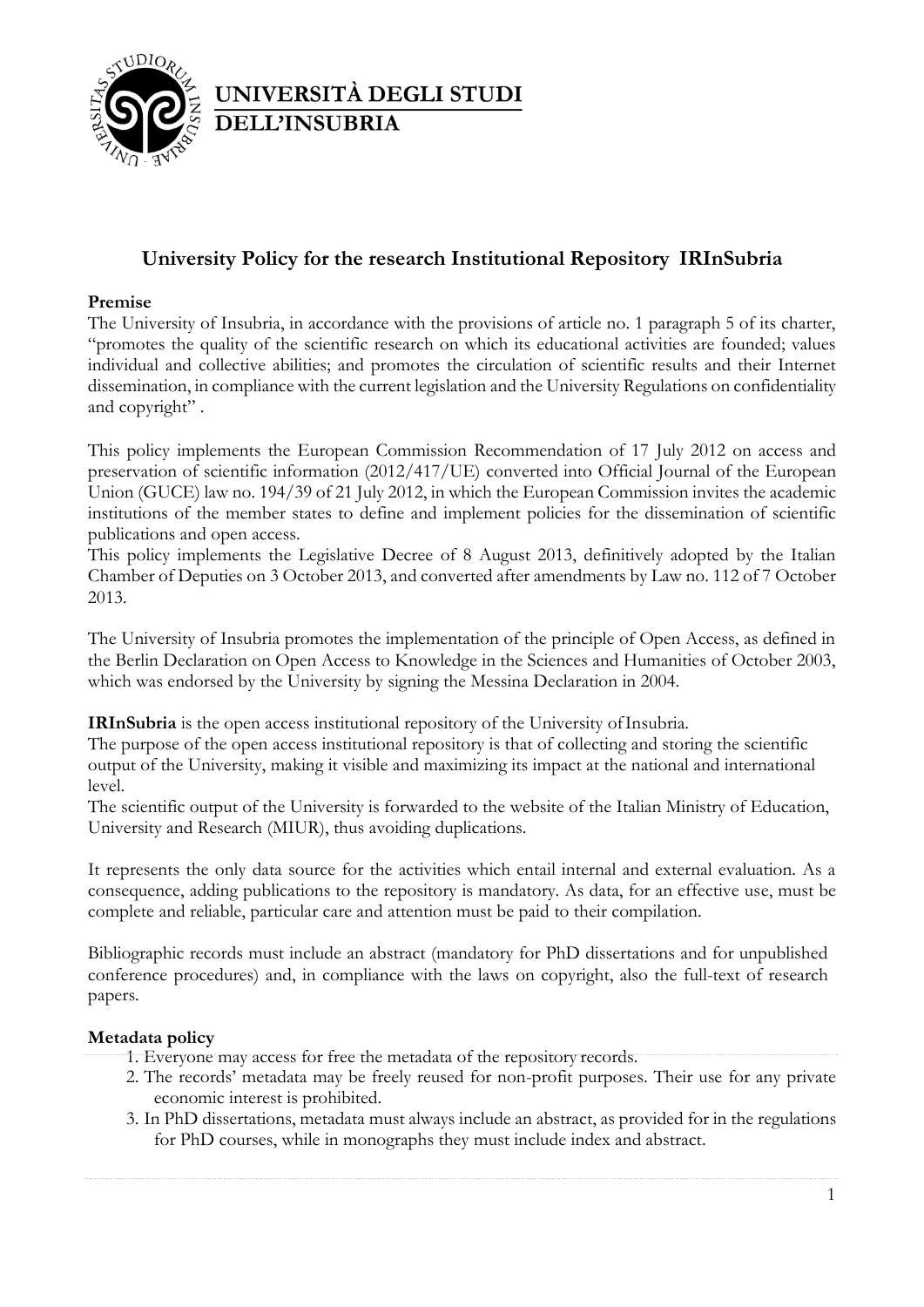**UNIVERSITÀ DEGLI STUDI DELL'INSUBRIA**

# University Policy for the research Institutional Repository IRInSubria

## Premise

The University of Insubria, in accordance with the provisions of article no. 1 paragraph 5 of its charter, "promotes the quality of the scientific research on which its educational activities are founded; values individual and collective abilities; and promotes the circulation of scientific results and their Internet dissemination, in compliance with the current legislation and the University Regulations on confidentiality and copyright" .

This policy implements the European Commission Recommendation of 17 July 2012 on access and preservation of scientific information (2012/417/UE) converted into Official Journal of the European Union (GUCE) law no. 194/39 of 21 July 2012, in which the European Commission invites the academic institutions of the member states to define and implement policies for the dissemination of scientific publications and open access.
This policy implements the Legislative Decree of 8 August 2013, definitively adopted by the Italian Chamber of Deputies on 3 October 2013, and converted after amendments by Law no. 112 of 7 October 2013.

The University of Insubria promotes the implementation of the principle of Open Access, as defined in the Berlin Declaration on Open Access to Knowledge in the Sciences and Humanities of October 2003, which was endorsed by the University by signing the Messina Declaration in 2004.

**IRInSubria** is the open access institutional repository of the University of Insubria.
The purpose of the open access institutional repository is that of collecting and storing the scientific output of the University, making it visible and maximizing its impact at the national and international level.
The scientific output of the University is forwarded to the website of the Italian Ministry of Education, University and Research (MIUR), thus avoiding duplications.

It represents the only data source for the activities which entail internal and external evaluation. As a consequence, adding publications to the repository is mandatory. As data, for an effective use, must be complete and reliable, particular care and attention must be paid to their compilation.

Bibliographic records must include an abstract (mandatory for PhD dissertations and for unpublished conference procedures) and, in compliance with the laws on copyright, also the full-text of research papers.

## Metadata policy

1. Everyone may access for free the metadata of the repository records.
2. The records' metadata may be freely reused for non-profit purposes. Their use for any private economic interest is prohibited.
3. In PhD dissertations, metadata must always include an abstract, as provided for in the regulations for PhD courses, while in monographs they must include index and abstract.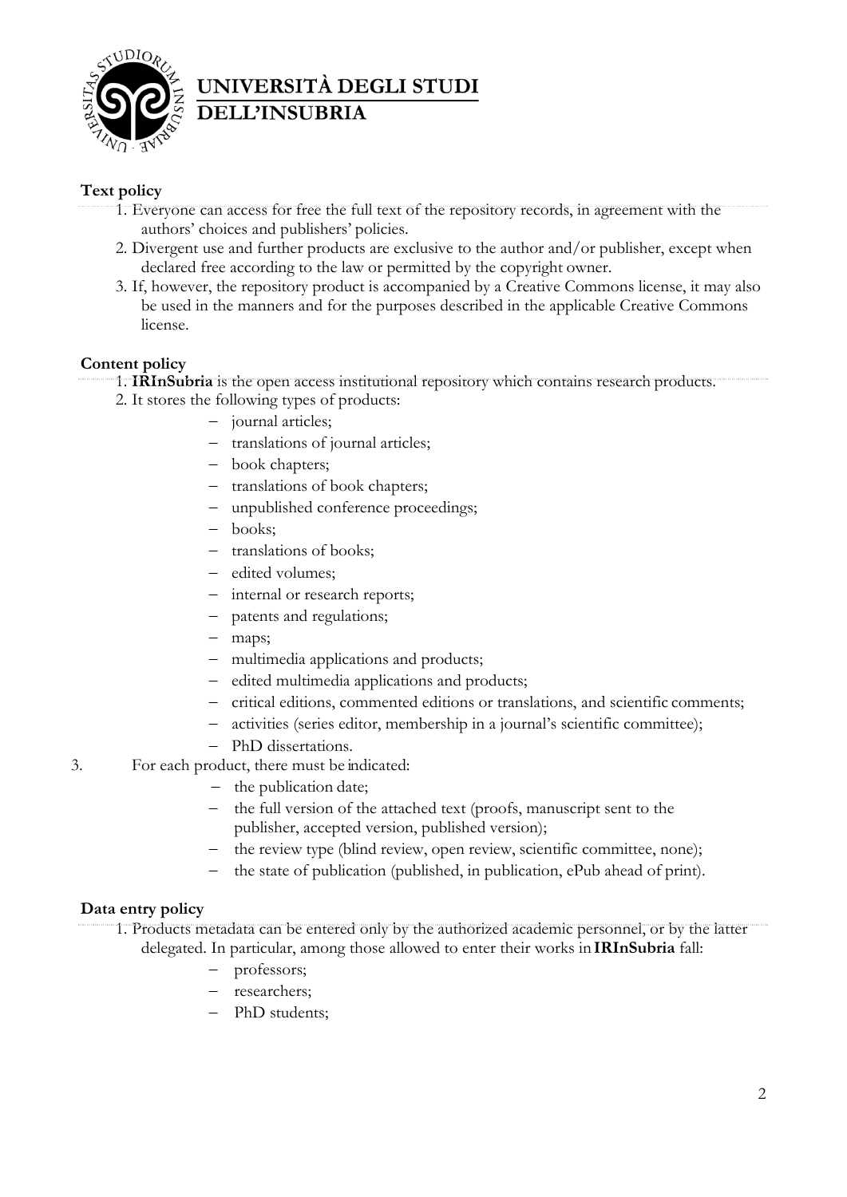**Text policy**

1. Everyone can access for free the full text of the repository records, in agreement with the authors' choices and publishers' policies.
2. Divergent use and further products are exclusive to the author and/or publisher, except when declared free according to the law or permitted by the copyright owner.
3. If, however, the repository product is accompanied by a Creative Commons license, it may also be used in the manners and for the purposes described in the applicable Creative Commons license.

**Content policy**

1. **IRInSubria** is the open access institutional repository which contains research products.
2. It stores the following types of products:
   - journal articles;
   - translations of journal articles;
   - book chapters;
   - translations of book chapters;
   - unpublished conference proceedings;
   - books;
   - translations of books;
   - edited volumes;
   - internal or research reports;
   - patents and regulations;
   - maps;
   - multimedia applications and products;
   - edited multimedia applications and products;
   - critical editions, commented editions or translations, and scientific comments;
   - activities (series editor, membership in a journal's scientific committee);
   - PhD dissertations.
3. For each product, there must be indicated:
   - the publication date;
   - the full version of the attached text (proofs, manuscript sent to the publisher, accepted version, published version);
   - the review type (blind review, open review, scientific committee, none);
   - the state of publication (published, in publication, ePub ahead of print).

**Data entry policy**

1. Products metadata can be entered only by the authorized academic personnel, or by the latter delegated. In particular, among those allowed to enter their works in **IRInSubria** fall:
   - professors;
   - researchers;
   - PhD students;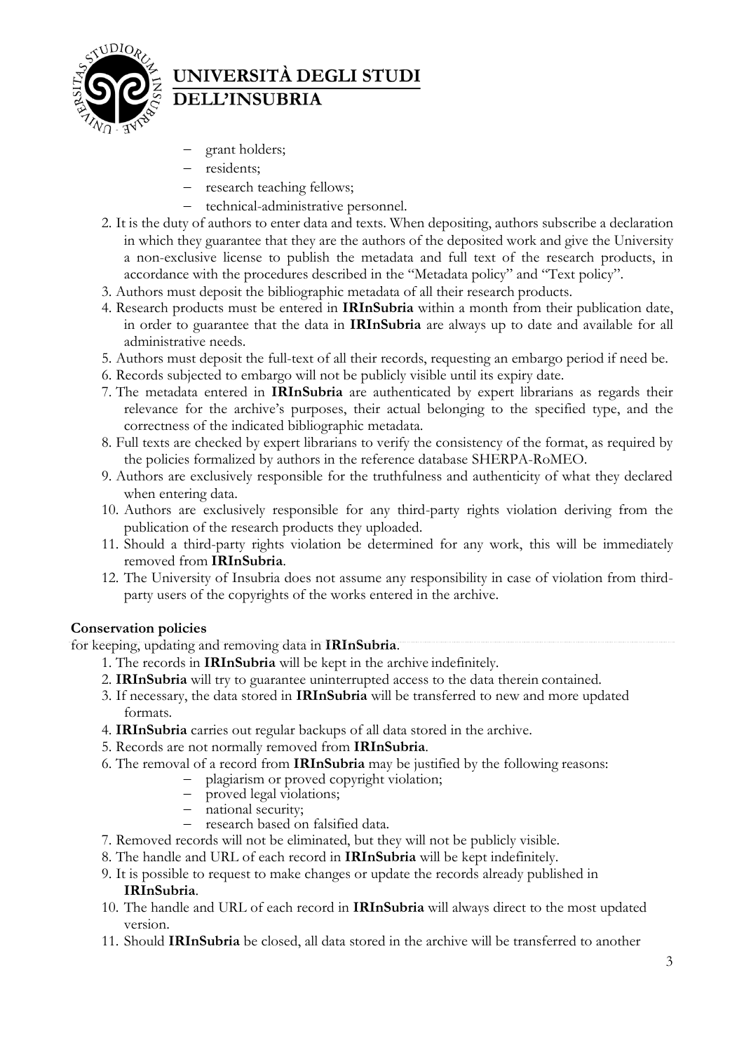- grant holders;
- residents;
- research teaching fellows;
- technical-administrative personnel.

2. It is the duty of authors to enter data and texts. When depositing, authors subscribe a declaration in which they guarantee that they are the authors of the deposited work and give the University a non-exclusive license to publish the metadata and full text of the research products, in accordance with the procedures described in the "Metadata policy" and "Text policy".
3. Authors must deposit the bibliographic metadata of all their research products.
4. Research products must be entered in **IRInSubria** within a month from their publication date, in order to guarantee that the data in **IRInSubria** are always up to date and available for all administrative needs.
5. Authors must deposit the full-text of all their records, requesting an embargo period if need be.
6. Records subjected to embargo will not be publicly visible until its expiry date.
7. The metadata entered in **IRInSubria** are authenticated by expert librarians as regards their relevance for the archive's purposes, their actual belonging to the specified type, and the correctness of the indicated bibliographic metadata.
8. Full texts are checked by expert librarians to verify the consistency of the format, as required by the policies formalized by authors in the reference database SHERPA-RoMEO.
9. Authors are exclusively responsible for the truthfulness and authenticity of what they declared when entering data.
10. Authors are exclusively responsible for any third-party rights violation deriving from the publication of the research products they uploaded.
11. Should a third-party rights violation be determined for any work, this will be immediately removed from **IRInSubria**.
12. The University of Insubria does not assume any responsibility in case of violation from third-party users of the copyrights of the works entered in the archive.

**Conservation policies**

for keeping, updating and removing data in **IRInSubria**.

1. The records in **IRInSubria** will be kept in the archive indefinitely.
2. **IRInSubria** will try to guarantee uninterrupted access to the data therein contained.
3. If necessary, the data stored in **IRInSubria** will be transferred to new and more updated formats.
4. **IRInSubria** carries out regular backups of all data stored in the archive.
5. Records are not normally removed from **IRInSubria**.
6. The removal of a record from **IRInSubria** may be justified by the following reasons:
   - plagiarism or proved copyright violation;
   - proved legal violations;
   - national security;
   - research based on falsified data.
7. Removed records will not be eliminated, but they will not be publicly visible.
8. The handle and URL of each record in **IRInSubria** will be kept indefinitely.
9. It is possible to request to make changes or update the records already published in **IRInSubria**.
10. The handle and URL of each record in **IRInSubria** will always direct to the most updated version.
11. Should **IRInSubria** be closed, all data stored in the archive will be transferred to another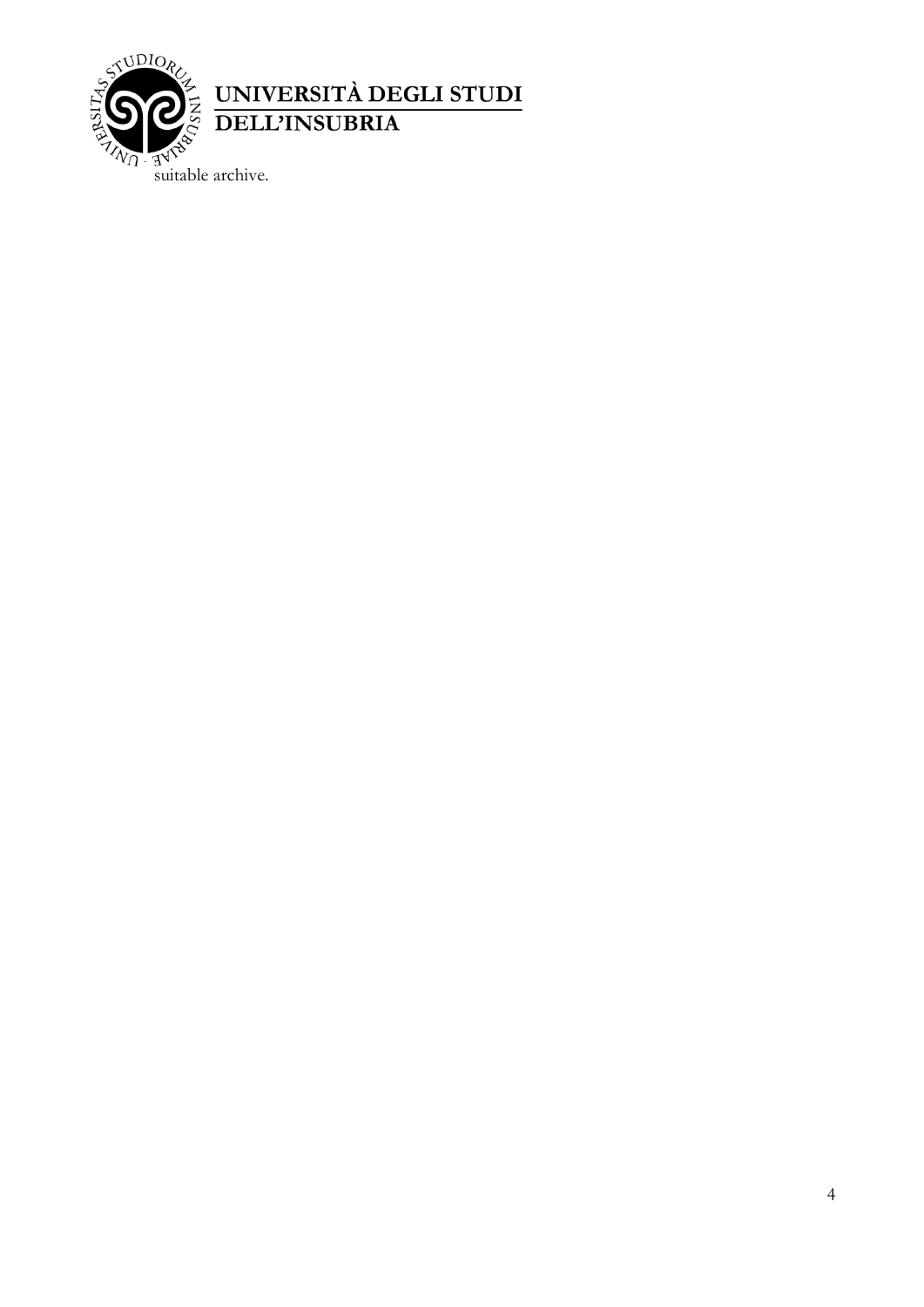suitable archive.